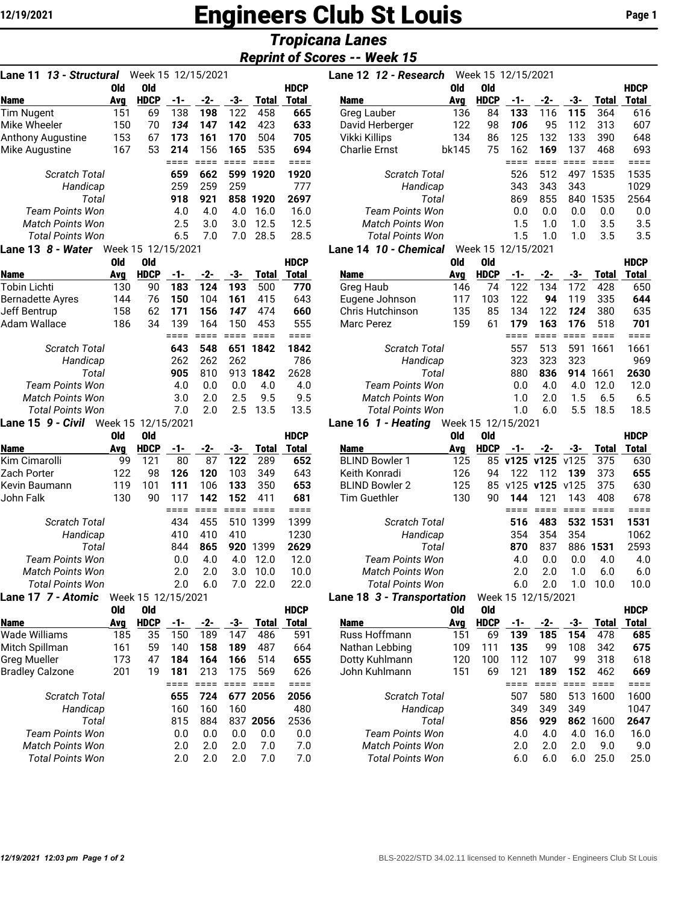# Engineers Club St Louis

## *Tropicana Lanes*

### *Reprint of Scores -- Week 15*

**Lane 11 *13 - Structural*** Week 15 12/15/2021

| Name | Old Avg | Old HDCP | -1- | -2- | -3- | Total | HDCP Total |
|---|---|---|---|---|---|---|---|
| Tim Nugent | 151 | 69 | 138 | **198** | 122 | 458 | **665** |
| Mike Wheeler | 150 | 70 | ***134*** | **147** | **142** | 423 | **633** |
| Anthony Augustine | 153 | 67 | **173** | **161** | **170** | 504 | **705** |
| Mike Augustine | 167 | 53 | **214** | 156 | **165** | 535 | **694** |
| *Scratch Total* | | | **659** | **662** | **599** | **1920** | **1920** |
| *Handicap* | | | 259 | 259 | 259 | | 777 |
| *Total* | | | **918** | **921** | **858** | **1920** | **2697** |
| *Team Points Won* | | | 4.0 | 4.0 | 4.0 | 16.0 | 16.0 |
| *Match Points Won* | | | 2.5 | 3.0 | 3.0 | 12.5 | 12.5 |
| *Total Points Won* | | | 6.5 | 7.0 | 7.0 | 28.5 | 28.5 |

**Lane 12 *12 - Research*** Week 15 12/15/2021

| Name | Old Avg | Old HDCP | -1- | -2- | -3- | Total | HDCP Total |
|---|---|---|---|---|---|---|---|
| Greg Lauber | 136 | 84 | **133** | 116 | **115** | 364 | 616 |
| David Herberger | 122 | 98 | ***106*** | 95 | 112 | 313 | 607 |
| Vikki Killips | 134 | 86 | 125 | 132 | 133 | 390 | 648 |
| Charlie Ernst | bk145 | 75 | 162 | **169** | 137 | 468 | 693 |
| *Scratch Total* | | | 526 | 512 | 497 | 1535 | 1535 |
| *Handicap* | | | 343 | 343 | 343 | | 1029 |
| *Total* | | | 869 | 855 | 840 | 1535 | 2564 |
| *Team Points Won* | | | 0.0 | 0.0 | 0.0 | 0.0 | 0.0 |
| *Match Points Won* | | | 1.5 | 1.0 | 1.0 | 3.5 | 3.5 |
| *Total Points Won* | | | 1.5 | 1.0 | 1.0 | 3.5 | 3.5 |

**Lane 13 *8 - Water*** Week 15 12/15/2021

| Name | Old Avg | Old HDCP | -1- | -2- | -3- | Total | HDCP Total |
|---|---|---|---|---|---|---|---|
| Tobin Lichti | 130 | 90 | **183** | **124** | **193** | 500 | **770** |
| Bernadette Ayres | 144 | 76 | **150** | 104 | **161** | 415 | 643 |
| Jeff Bentrup | 158 | 62 | **171** | **156** | ***147*** | 474 | **660** |
| Adam Wallace | 186 | 34 | 139 | 164 | 150 | 453 | 555 |
| *Scratch Total* | | | **643** | **548** | **651** | **1842** | **1842** |
| *Handicap* | | | 262 | 262 | 262 | | 786 |
| *Total* | | | **905** | 810 | 913 | **1842** | 2628 |
| *Team Points Won* | | | 4.0 | 0.0 | 0.0 | 4.0 | 4.0 |
| *Match Points Won* | | | 3.0 | 2.0 | 2.5 | 9.5 | 9.5 |
| *Total Points Won* | | | 7.0 | 2.0 | 2.5 | 13.5 | 13.5 |

**Lane 14 *10 - Chemical*** Week 15 12/15/2021

| Name | Old Avg | Old HDCP | -1- | -2- | -3- | Total | HDCP Total |
|---|---|---|---|---|---|---|---|
| Greg Haub | 146 | 74 | 122 | 134 | 172 | 428 | 650 |
| Eugene Johnson | 117 | 103 | 122 | **94** | 119 | 335 | **644** |
| Chris Hutchinson | 135 | 85 | 134 | 122 | ***124*** | 380 | 635 |
| Marc Perez | 159 | 61 | **179** | **163** | **176** | 518 | **701** |
| *Scratch Total* | | | 557 | 513 | 591 | 1661 | 1661 |
| *Handicap* | | | 323 | 323 | 323 | | 969 |
| *Total* | | | 880 | **836** | **914** | 1661 | **2630** |
| *Team Points Won* | | | 0.0 | 4.0 | 4.0 | 12.0 | 12.0 |
| *Match Points Won* | | | 1.0 | 2.0 | 1.5 | 6.5 | 6.5 |
| *Total Points Won* | | | 1.0 | 6.0 | 5.5 | 18.5 | 18.5 |

**Lane 15 *9 - Civil*** Week 15 12/15/2021

| Name | Old Avg | Old HDCP | -1- | -2- | -3- | Total | HDCP Total |
|---|---|---|---|---|---|---|---|
| Kim Cimarolli | 99 | 121 | 80 | 87 | **122** | 289 | **652** |
| Zach Porter | 122 | 98 | **126** | **120** | 103 | 349 | 643 |
| Kevin Baumann | 119 | 101 | **111** | 106 | **133** | 350 | **653** |
| John Falk | 130 | 90 | 117 | **142** | **152** | 411 | **681** |
| *Scratch Total* | | | 434 | 455 | 510 | 1399 | 1399 |
| *Handicap* | | | 410 | 410 | 410 | | 1230 |
| *Total* | | | 844 | **865** | **920** | 1399 | **2629** |
| *Team Points Won* | | | 0.0 | 4.0 | 4.0 | 12.0 | 12.0 |
| *Match Points Won* | | | 2.0 | 2.0 | 3.0 | 10.0 | 10.0 |
| *Total Points Won* | | | 2.0 | 6.0 | 7.0 | 22.0 | 22.0 |

**Lane 16 *1 - Heating*** Week 15 12/15/2021

| Name | Old Avg | Old HDCP | -1- | -2- | -3- | Total | HDCP Total |
|---|---|---|---|---|---|---|---|
| BLIND Bowler 1 | 125 | 85 | **v125** | **v125** | v125 | 375 | 630 |
| Keith Konradi | 126 | 94 | 122 | 112 | **139** | 373 | **655** |
| BLIND Bowler 2 | 125 | 85 | v125 | **v125** | v125 | 375 | 630 |
| Tim Guethler | 130 | 90 | **144** | 121 | 143 | 408 | 678 |
| *Scratch Total* | | | **516** | **483** | **532** | **1531** | **1531** |
| *Handicap* | | | 354 | 354 | 354 | | 1062 |
| *Total* | | | **870** | 837 | 886 | **1531** | 2593 |
| *Team Points Won* | | | 4.0 | 0.0 | 0.0 | 4.0 | 4.0 |
| *Match Points Won* | | | 2.0 | 2.0 | 1.0 | 6.0 | 6.0 |
| *Total Points Won* | | | 6.0 | 2.0 | 1.0 | 10.0 | 10.0 |

**Lane 17 *7 - Atomic*** Week 15 12/15/2021

| Name | Old Avg | Old HDCP | -1- | -2- | -3- | Total | HDCP Total |
|---|---|---|---|---|---|---|---|
| Wade Williams | 185 | 35 | 150 | 189 | 147 | 486 | 591 |
| Mitch Spillman | 161 | 59 | 140 | **158** | **189** | 487 | 664 |
| Greg Mueller | 173 | 47 | **184** | **164** | **166** | 514 | 655 |
| Bradley Calzone | 201 | 19 | **181** | 213 | 175 | 569 | 626 |
| *Scratch Total* | | | **655** | **724** | **677** | **2056** | **2056** |
| *Handicap* | | | 160 | 160 | 160 | | 480 |
| *Total* | | | 815 | 884 | 837 | **2056** | 2536 |
| *Team Points Won* | | | 0.0 | 0.0 | 0.0 | 0.0 | 0.0 |
| *Match Points Won* | | | 2.0 | 2.0 | 2.0 | 7.0 | 7.0 |
| *Total Points Won* | | | 2.0 | 2.0 | 2.0 | 7.0 | 7.0 |

**Lane 18 *3 - Transportation*** Week 15 12/15/2021

| Name | Old Avg | Old HDCP | -1- | -2- | -3- | Total | HDCP Total |
|---|---|---|---|---|---|---|---|
| Russ Hoffmann | 151 | 69 | **139** | **185** | **154** | 478 | **685** |
| Nathan Lebbing | 109 | 111 | **135** | 99 | 108 | 342 | **675** |
| Dotty Kuhlmann | 120 | 100 | 112 | 107 | 99 | 318 | 618 |
| John Kuhlmann | 151 | 69 | 121 | **189** | **152** | 462 | **669** |
| *Scratch Total* | | | 507 | 580 | 513 | 1600 | 1600 |
| *Handicap* | | | 349 | 349 | 349 | | 1047 |
| *Total* | | | **856** | **929** | **862** | 1600 | **2647** |
| *Team Points Won* | | | 4.0 | 4.0 | 4.0 | 16.0 | 16.0 |
| *Match Points Won* | | | 2.0 | 2.0 | 2.0 | 9.0 | 9.0 |
| *Total Points Won* | | | 6.0 | 6.0 | 6.0 | 25.0 | 25.0 |

BLS-2022/STD 34.02.11 licensed to Kenneth Munder - Engineers Club St Louis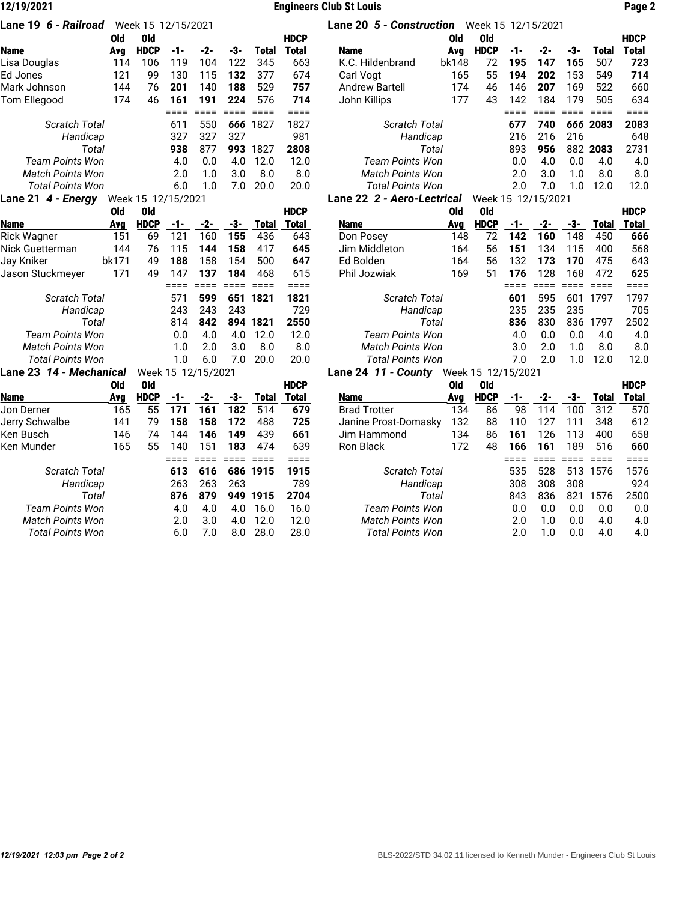**Engineers Club St Louis**

### Lane 19 *6 - Railroad* Week 15 12/15/2021

| Name | Old Avg | Old HDCP | -1- | -2- | -3- | Total | HDCP Total |
|---|---|---|---|---|---|---|---|
| Lisa Douglas | 114 | 106 | 119 | 104 | 122 | 345 | 663 |
| Ed Jones | 121 | 99 | 130 | 115 | **132** | 377 | 674 |
| Mark Johnson | 144 | 76 | **201** | 140 | **188** | 529 | **757** |
| Tom Ellegood | 174 | 46 | **161** | **191** | **224** | 576 | **714** |
| *Scratch Total* | | | 611 | 550 | ***666*** | 1827 | 1827 |
| *Handicap* | | | 327 | 327 | 327 | | 981 |
| *Total* | | | **938** | 877 | **993** | 1827 | **2808** |
| *Team Points Won* | | | 4.0 | 0.0 | 4.0 | 12.0 | 12.0 |
| *Match Points Won* | | | 2.0 | 1.0 | 3.0 | 8.0 | 8.0 |
| *Total Points Won* | | | 6.0 | 1.0 | 7.0 | 20.0 | 20.0 |

### Lane 20 *5 - Construction* Week 15 12/15/2021

| Name | Old Avg | Old HDCP | -1- | -2- | -3- | Total | HDCP Total |
|---|---|---|---|---|---|---|---|
| K.C. Hildenbrand | bk148 | 72 | **195** | **147** | **165** | 507 | **723** |
| Carl Vogt | 165 | 55 | **194** | **202** | 153 | 549 | **714** |
| Andrew Bartell | 174 | 46 | 146 | **207** | 169 | 522 | 660 |
| John Killips | 177 | 43 | 142 | 184 | 179 | 505 | 634 |
| *Scratch Total* | | | **677** | **740** | ***666*** | **2083** | **2083** |
| *Handicap* | | | 216 | 216 | 216 | | 648 |
| *Total* | | | 893 | **956** | 882 | **2083** | 2731 |
| *Team Points Won* | | | 0.0 | 4.0 | 0.0 | 4.0 | 4.0 |
| *Match Points Won* | | | 2.0 | 3.0 | 1.0 | 8.0 | 8.0 |
| *Total Points Won* | | | 2.0 | 7.0 | 1.0 | 12.0 | 12.0 |

### Lane 21 *4 - Energy* Week 15 12/15/2021

| Name | Old Avg | Old HDCP | -1- | -2- | -3- | Total | HDCP Total |
|---|---|---|---|---|---|---|---|
| Rick Wagner | 151 | 69 | 121 | 160 | **155** | 436 | 643 |
| Nick Guetterman | 144 | 76 | 115 | **144** | **158** | 417 | **645** |
| Jay Kniker | bk171 | 49 | **188** | 158 | 154 | 500 | **647** |
| Jason Stuckmeyer | 171 | 49 | 147 | **137** | **184** | 468 | 615 |
| *Scratch Total* | | | 571 | **599** | **651** | **1821** | 1821 |
| *Handicap* | | | 243 | 243 | 243 | | 729 |
| *Total* | | | 814 | **842** | **894** | **1821** | **2550** |
| *Team Points Won* | | | 0.0 | 4.0 | 4.0 | 12.0 | 12.0 |
| *Match Points Won* | | | 1.0 | 2.0 | 3.0 | 8.0 | 8.0 |
| *Total Points Won* | | | 1.0 | 6.0 | 7.0 | 20.0 | 20.0 |

### Lane 22 *2 - Aero-Lectrical* Week 15 12/15/2021

| Name | Old Avg | Old HDCP | -1- | -2- | -3- | Total | HDCP Total |
|---|---|---|---|---|---|---|---|
| Don Posey | 148 | 72 | **142** | **160** | 148 | 450 | **666** |
| Jim Middleton | 164 | 56 | **151** | 134 | 115 | 400 | 568 |
| Ed Bolden | 164 | 56 | 132 | **173** | **170** | 475 | 643 |
| Phil Jozwiak | 169 | 51 | **176** | 128 | 168 | 472 | **625** |
| *Scratch Total* | | | **601** | 595 | 601 | 1797 | 1797 |
| *Handicap* | | | 235 | 235 | 235 | | 705 |
| *Total* | | | **836** | 830 | 836 | 1797 | 2502 |
| *Team Points Won* | | | 4.0 | 0.0 | 0.0 | 4.0 | 4.0 |
| *Match Points Won* | | | 3.0 | 2.0 | 1.0 | 8.0 | 8.0 |
| *Total Points Won* | | | 7.0 | 2.0 | 1.0 | 12.0 | 12.0 |

### Lane 23 *14 - Mechanical* Week 15 12/15/2021

| Name | Old Avg | Old HDCP | -1- | -2- | -3- | Total | HDCP Total |
|---|---|---|---|---|---|---|---|
| Jon Derner | 165 | 55 | **171** | **161** | **182** | 514 | **679** |
| Jerry Schwalbe | 141 | 79 | **158** | **158** | **172** | 488 | **725** |
| Ken Busch | 146 | 74 | 144 | **146** | **149** | 439 | **661** |
| Ken Munder | 165 | 55 | 140 | 151 | **183** | 474 | 639 |
| *Scratch Total* | | | **613** | **616** | **686** | **1915** | **1915** |
| *Handicap* | | | 263 | 263 | 263 | | 789 |
| *Total* | | | **876** | **879** | **949** | **1915** | **2704** |
| *Team Points Won* | | | 4.0 | 4.0 | 4.0 | 16.0 | 16.0 |
| *Match Points Won* | | | 2.0 | 3.0 | 4.0 | 12.0 | 12.0 |
| *Total Points Won* | | | 6.0 | 7.0 | 8.0 | 28.0 | 28.0 |

### Lane 24 *11 - County* Week 15 12/15/2021

| Name | Old Avg | Old HDCP | -1- | -2- | -3- | Total | HDCP Total |
|---|---|---|---|---|---|---|---|
| Brad Trotter | 134 | 86 | 98 | 114 | 100 | 312 | 570 |
| Janine Prost-Domasky | 132 | 88 | 110 | 127 | 111 | 348 | 612 |
| Jim Hammond | 134 | 86 | **161** | 126 | 113 | 400 | 658 |
| Ron Black | 172 | 48 | **166** | **161** | 189 | 516 | **660** |
| *Scratch Total* | | | 535 | 528 | 513 | 1576 | 1576 |
| *Handicap* | | | 308 | 308 | 308 | | 924 |
| *Total* | | | 843 | 836 | 821 | 1576 | 2500 |
| *Team Points Won* | | | 0.0 | 0.0 | 0.0 | 0.0 | 0.0 |
| *Match Points Won* | | | 2.0 | 1.0 | 0.0 | 4.0 | 4.0 |
| *Total Points Won* | | | 2.0 | 1.0 | 0.0 | 4.0 | 4.0 |

BLS-2022/STD 34.02.11 licensed to Kenneth Munder - Engineers Club St Louis